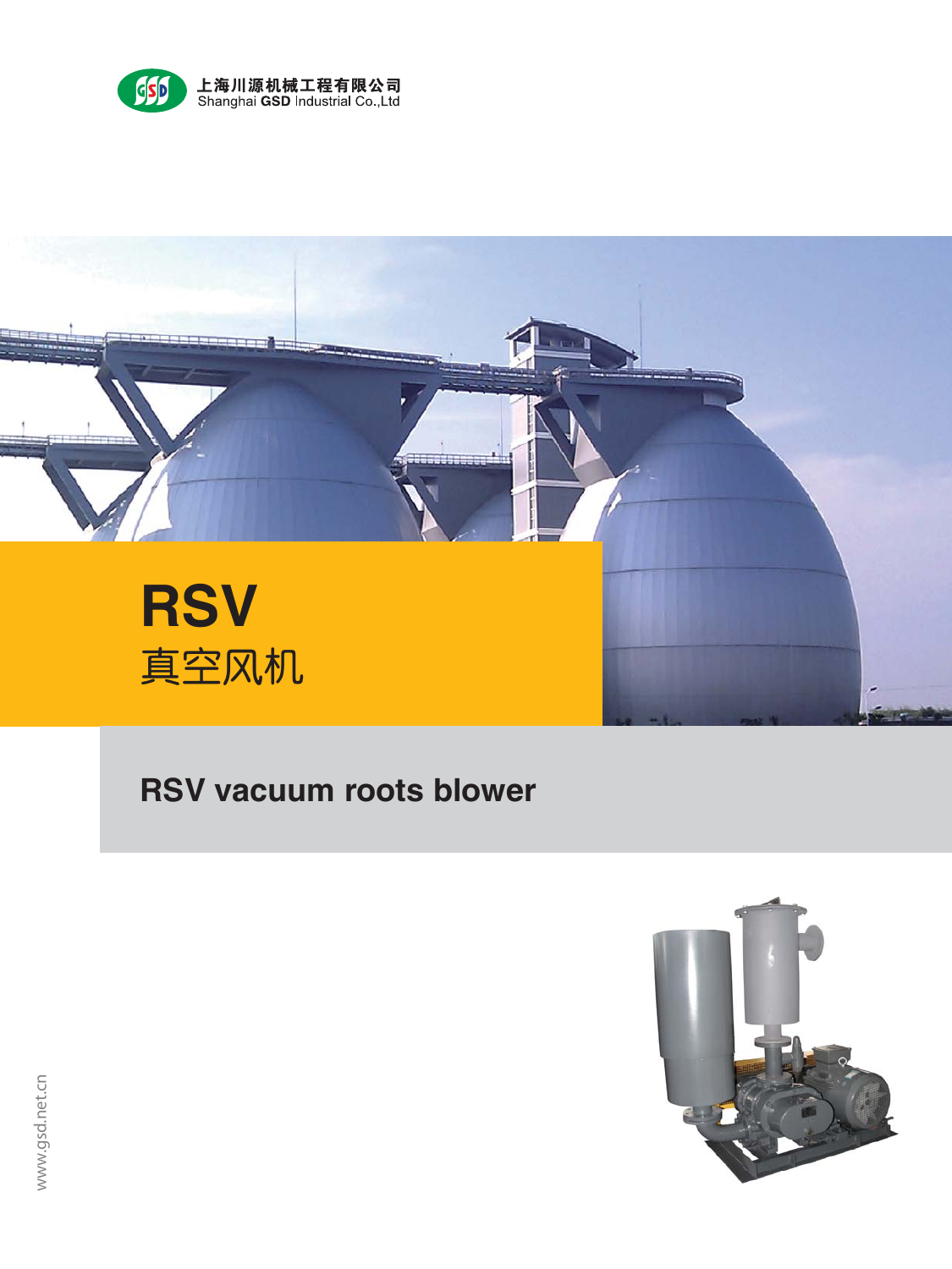上海川源机械工程有限公司
Shanghai GSD Industrial Co.,Ltd

# RSV
## 真空风机

## RSV vacuum roots blower

www.gsd.net.cn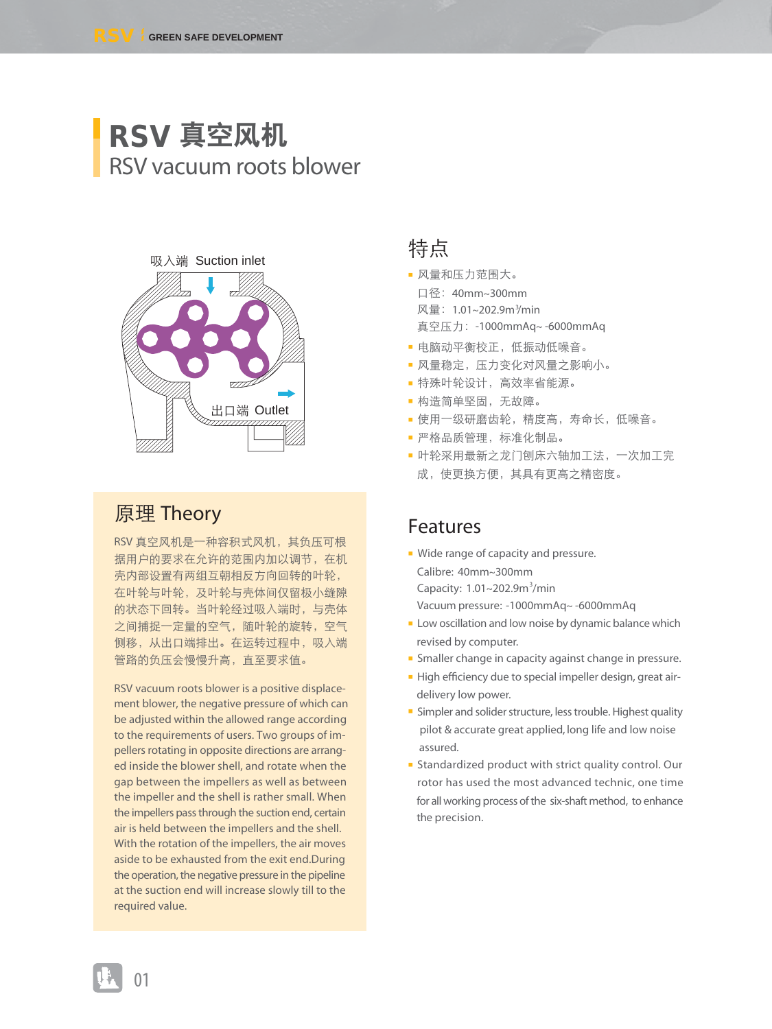# RSV 真空风机

RSV vacuum roots blower

吸入端 Suction inlet

出口端 Outlet

## 原理 Theory

RSV 真空风机是一种容积式风机，其负压可根据用户的要求在允许的范围内加以调节，在机壳内部设置有两组互朝相反方向回转的叶轮，在叶轮与叶轮，及叶轮与壳体间仅留极小缝隙的状态下回转。当叶轮经过吸入端时，与壳体之间捕捉一定量的空气，随叶轮的旋转，空气侧移，从出口端排出。在运转过程中，吸入端管路的负压会慢慢升高，直至要求值。

RSV vacuum roots blower is a positive displacement blower, the negative pressure of which can be adjusted within the allowed range according to the requirements of users. Two groups of impellers rotating in opposite directions are arranged inside the blower shell, and rotate when the gap between the impellers as well as between the impeller and the shell is rather small. When the impellers pass through the suction end, certain air is held between the impellers and the shell. With the rotation of the impellers, the air moves aside to be exhausted from the exit end.During the operation, the negative pressure in the pipeline at the suction end will increase slowly till to the required value.

## 特点

- 风量和压力范围大。
  口径：40mm~300mm
  风量：1.01~202.9m³/min
  真空压力：-1000mmAq~ -6000mmAq
- 电脑动平衡校正，低振动低噪音。
- 风量稳定，压力变化对风量之影响小。
- 特殊叶轮设计，高效率省能源。
- 构造简单坚固，无故障。
- 使用一级研磨齿轮，精度高，寿命长，低噪音。
- 严格品质管理，标准化制品。
- 叶轮采用最新之龙门刨床六轴加工法，一次加工完成，使更换方便，其具有更高之精密度。

## Features

- Wide range of capacity and pressure.
  Calibre: 40mm~300mm
  Capacity: 1.01~202.9m³/min
  Vacuum pressure: -1000mmAq~ -6000mmAq
- Low oscillation and low noise by dynamic balance which revised by computer.
- Smaller change in capacity against change in pressure.
- High efficiency due to special impeller design, great air-delivery low power.
- Simpler and solider structure, less trouble. Highest quality pilot & accurate great applied, long life and low noise assured.
- Standardized product with strict quality control. Our rotor has used the most advanced technic, one time for all working process of the six-shaft method, to enhance the precision.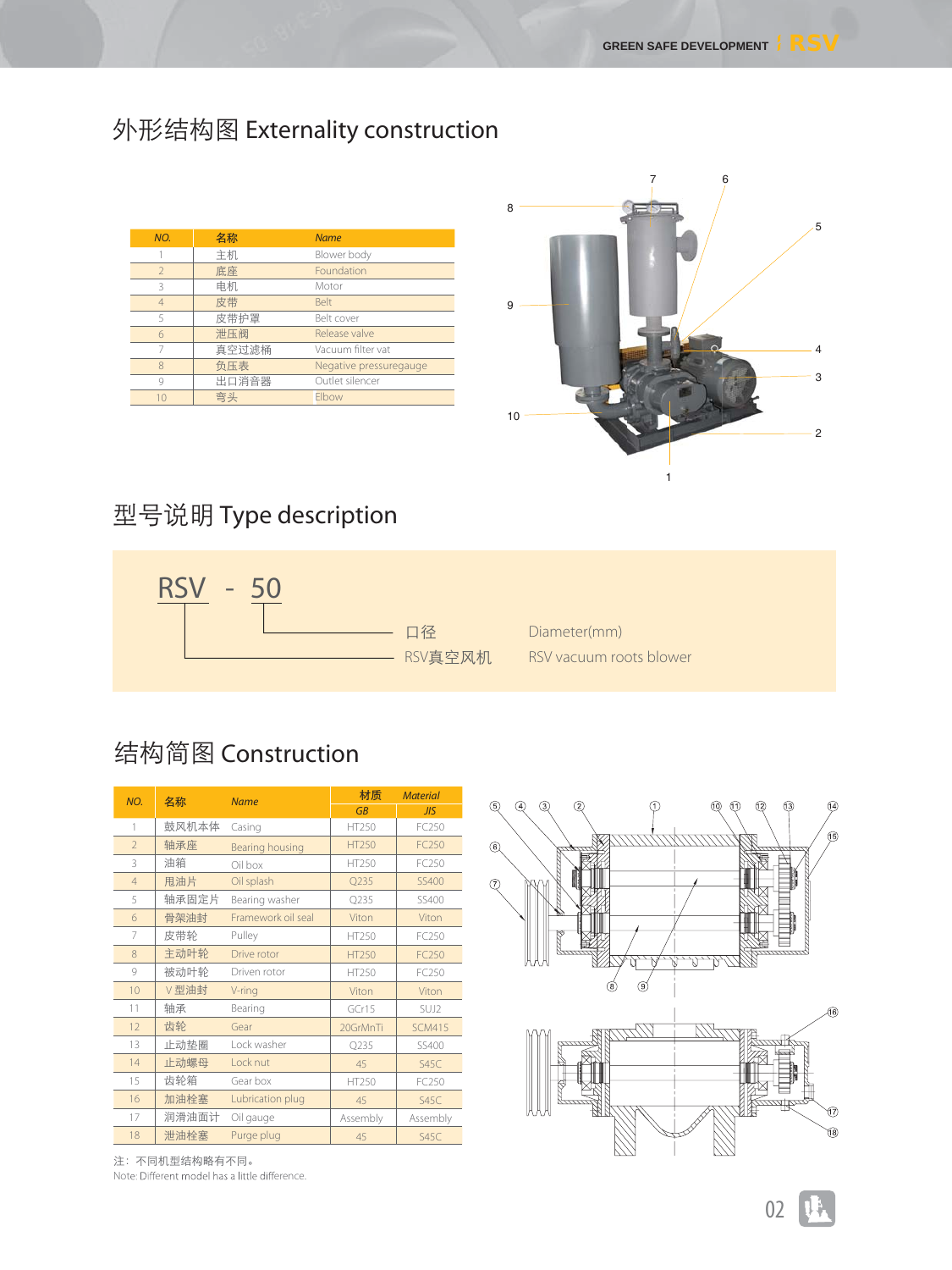## 外形结构图 Externality construction

| NO. | 名称 | Name |
|---|---|---|
| 1 | 主机 | Blower body |
| 2 | 底座 | Foundation |
| 3 | 电机 | Motor |
| 4 | 皮带 | Belt |
| 5 | 皮带护罩 | Belt cover |
| 6 | 泄压阀 | Release valve |
| 7 | 真空过滤桶 | Vacuum filter vat |
| 8 | 负压表 | Negative pressuregauge |
| 9 | 出口消音器 | Outlet silencer |
| 10 | 弯头 | Elbow |

## 型号说明 Type description

RSV - 50

- 50: 口径 Diameter(mm)
- RSV: RSV真空风机 RSV vacuum roots blower

## 结构简图 Construction

| NO. | 名称 | Name | 材质 | |
|---|---|---|---|---|
| | | | GB | JIS |
| 1 | 鼓风机本体 | Casing | HT250 | FC250 |
| 2 | 轴承座 | Bearing housing | HT250 | FC250 |
| 3 | 油箱 | Oil box | HT250 | FC250 |
| 4 | 甩油片 | Oil splash | Q235 | SS400 |
| 5 | 轴承固定片 | Bearing washer | Q235 | SS400 |
| 6 | 骨架油封 | Framework oil seal | Viton | Viton |
| 7 | 皮带轮 | Pulley | HT250 | FC250 |
| 8 | 主动叶轮 | Drive rotor | HT250 | FC250 |
| 9 | 被动叶轮 | Driven rotor | HT250 | FC250 |
| 10 | V型油封 | V-ring | Viton | Viton |
| 11 | 轴承 | Bearing | GCr15 | SUJ2 |
| 12 | 齿轮 | Gear | 20GrMnTi | SCM415 |
| 13 | 止动垫圈 | Lock washer | Q235 | SS400 |
| 14 | 止动螺母 | Lock nut | 45 | S45C |
| 15 | 齿轮箱 | Gear box | HT250 | FC250 |
| 16 | 加油栓塞 | Lubrication plug | 45 | S45C |
| 17 | 润滑油面计 | Oil gauge | Assembly | Assembly |
| 18 | 泄油栓塞 | Purge plug | 45 | S45C |

注：不同机型结构略有不同。
Note: Different model has a little difference.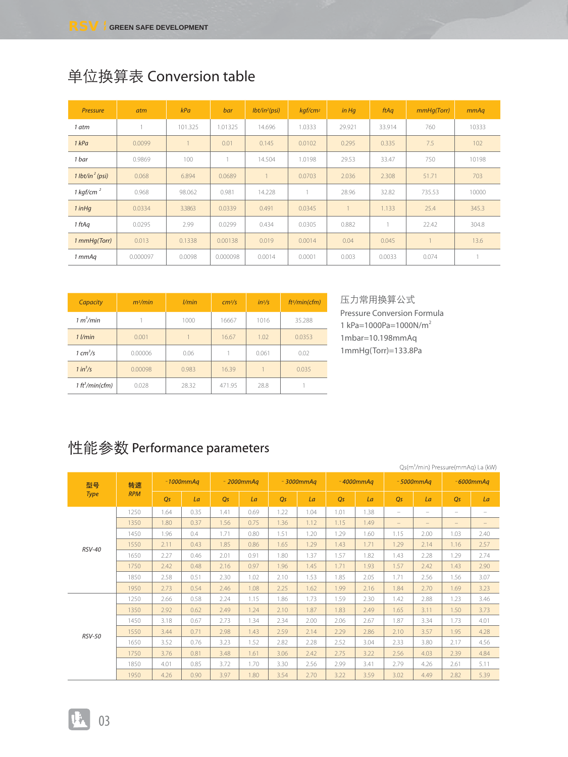# 单位换算表 Conversion table

| Pressure | atm | kPa | bar | lbt/in²(psi) | kgf/cm² | in Hg | ftAq | mmHg(Torr) | mmAq |
|---|---|---|---|---|---|---|---|---|---|
| 1 atm | 1 | 101.325 | 1.01325 | 14.696 | 1.0333 | 29.921 | 33.914 | 760 | 10333 |
| 1 kPa | 0.0099 | 1 | 0.01 | 0.145 | 0.0102 | 0.295 | 0.335 | 7.5 | 102 |
| 1 bar | 0.9869 | 100 | 1 | 14.504 | 1.0198 | 29.53 | 33.47 | 750 | 10198 |
| 1 lbt/in² (psi) | 0.068 | 6.894 | 0.0689 | 1 | 0.0703 | 2.036 | 2.308 | 51.71 | 703 |
| 1 kgf/cm² | 0.968 | 98.062 | 0.981 | 14.228 | 1 | 28.96 | 32.82 | 735.53 | 10000 |
| 1 inHg | 0.0334 | 3.3863 | 0.0339 | 0.491 | 0.0345 | 1 | 1.133 | 25.4 | 345.3 |
| 1 ftAq | 0.0295 | 2.99 | 0.0299 | 0.434 | 0.0305 | 0.882 | 1 | 22.42 | 304.8 |
| 1 mmHg(Torr) | 0.013 | 0.1338 | 0.00138 | 0.019 | 0.0014 | 0.04 | 0.045 | 1 | 13.6 |
| 1 mmAq | 0.000097 | 0.0098 | 0.000098 | 0.0014 | 0.0001 | 0.003 | 0.0033 | 0.074 | 1 |

| Capacity | m³/min | l/min | cm³/s | in³/s | ft³/min(cfm) |
|---|---|---|---|---|---|
| 1 m³/min | 1 | 1000 | 16667 | 1016 | 35.288 |
| 1 l/min | 0.001 | 1 | 16.67 | 1.02 | 0.0353 |
| 1 cm³/s | 0.00006 | 0.06 | 1 | 0.061 | 0.02 |
| 1 in³/s | 0.00098 | 0.983 | 16.39 | 1 | 0.035 |
| 1 ft³/min(cfm) | 0.028 | 28.32 | 471.95 | 28.8 | 1 |

压力常用换算公式

Pressure Conversion Formula

1 kPa=1000Pa=1000N/m²

1mbar=10.198mmAq

1mmHg(Torr)=133.8Pa

# 性能参数 Performance parameters

Qs(m³/min) Pressure(mmAq) La (kW)

| 型号 Type | 转速 RPM | -1000mmAq | | -2000mmAq | | -3000mmAq | | -4000mmAq | | -5000mmAq | | -6000mmAq | |
|---|---|---|---|---|---|---|---|---|---|---|---|---|---|
| | | Qs | La | Qs | La | Qs | La | Qs | La | Qs | La | Qs | La |
| RSV-40 | 1250 | 1.64 | 0.35 | 1.41 | 0.69 | 1.22 | 1.04 | 1.01 | 1.38 | – | – | – | – |
| | 1350 | 1.80 | 0.37 | 1.56 | 0.75 | 1.36 | 1.12 | 1.15 | 1.49 | – | – | – | – |
| | 1450 | 1.96 | 0.4 | 1.71 | 0.80 | 1.51 | 1.20 | 1.29 | 1.60 | 1.15 | 2.00 | 1.03 | 2.40 |
| | 1550 | 2.11 | 0.43 | 1.85 | 0.86 | 1.65 | 1.29 | 1.43 | 1.71 | 1.29 | 2.14 | 1.16 | 2.57 |
| | 1650 | 2.27 | 0.46 | 2.01 | 0.91 | 1.80 | 1.37 | 1.57 | 1.82 | 1.43 | 2.28 | 1.29 | 2.74 |
| | 1750 | 2.42 | 0.48 | 2.16 | 0.97 | 1.96 | 1.45 | 1.71 | 1.93 | 1.57 | 2.42 | 1.43 | 2.90 |
| | 1850 | 2.58 | 0.51 | 2.30 | 1.02 | 2.10 | 1.53 | 1.85 | 2.05 | 1.71 | 2.56 | 1.56 | 3.07 |
| | 1950 | 2.73 | 0.54 | 2.46 | 1.08 | 2.25 | 1.62 | 1.99 | 2.16 | 1.84 | 2.70 | 1.69 | 3.23 |
| RSV-50 | 1250 | 2.66 | 0.58 | 2.24 | 1.15 | 1.86 | 1.73 | 1.59 | 2.30 | 1.42 | 2.88 | 1.23 | 3.46 |
| | 1350 | 2.92 | 0.62 | 2.49 | 1.24 | 2.10 | 1.87 | 1.83 | 2.49 | 1.65 | 3.11 | 1.50 | 3.73 |
| | 1450 | 3.18 | 0.67 | 2.73 | 1.34 | 2.34 | 2.00 | 2.06 | 2.67 | 1.87 | 3.34 | 1.73 | 4.01 |
| | 1550 | 3.44 | 0.71 | 2.98 | 1.43 | 2.59 | 2.14 | 2.29 | 2.86 | 2.10 | 3.57 | 1.95 | 4.28 |
| | 1650 | 3.52 | 0.76 | 3.23 | 1.52 | 2.82 | 2.28 | 2.52 | 3.04 | 2.33 | 3.80 | 2.17 | 4.56 |
| | 1750 | 3.76 | 0.81 | 3.48 | 1.61 | 3.06 | 2.42 | 2.75 | 3.22 | 2.56 | 4.03 | 2.39 | 4.84 |
| | 1850 | 4.01 | 0.85 | 3.72 | 1.70 | 3.30 | 2.56 | 2.99 | 3.41 | 2.79 | 4.26 | 2.61 | 5.11 |
| | 1950 | 4.26 | 0.90 | 3.97 | 1.80 | 3.54 | 2.70 | 3.22 | 3.59 | 3.02 | 4.49 | 2.82 | 5.39 |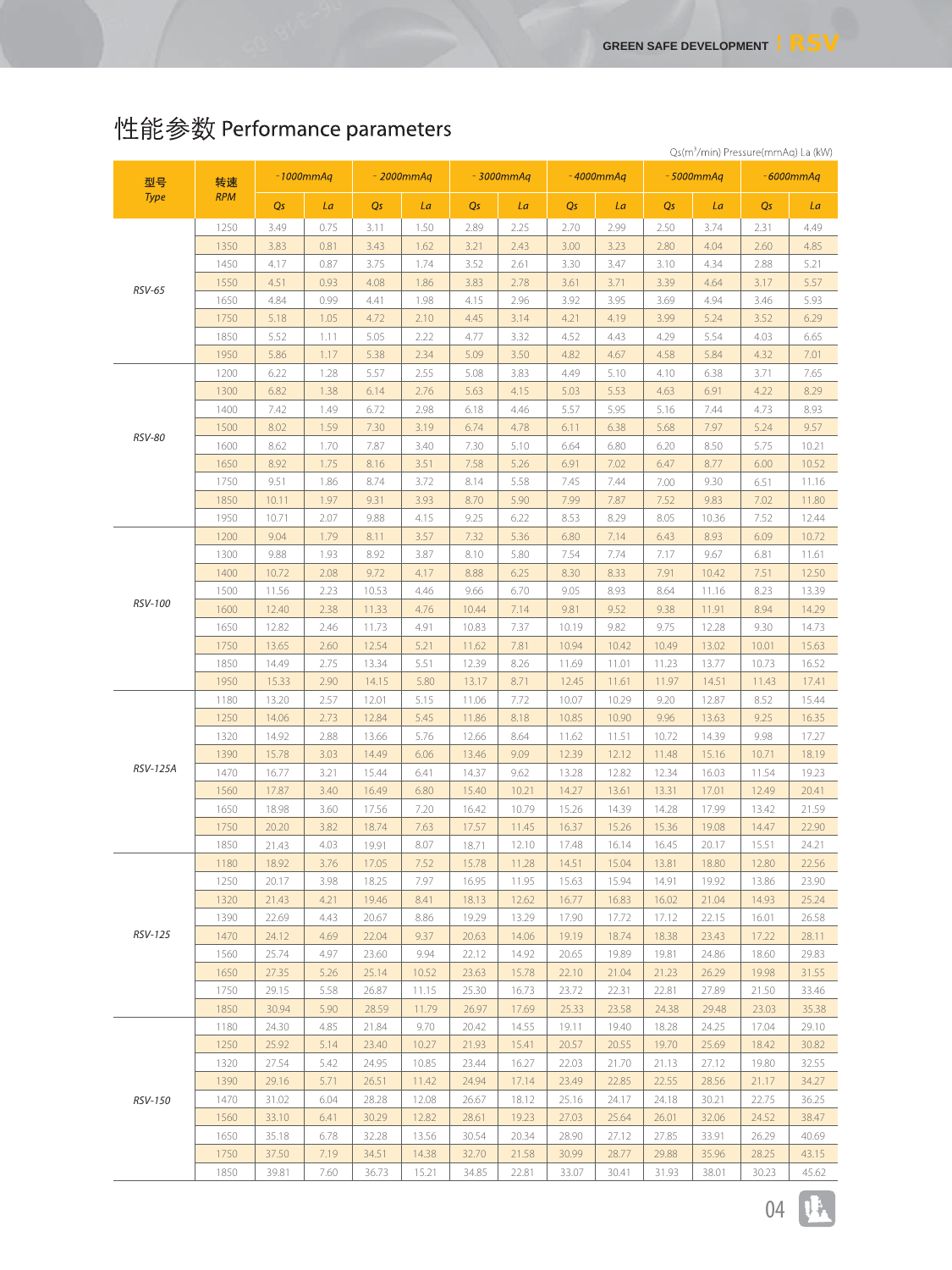# 性能参数 Performance parameters

Qs($m^3$/min) Pressure(mmAq) La (kW)

| 型号 Type | 转速 RPM | -1000mmAq | | -2000mmAq | | -3000mmAq | | -4000mmAq | | -5000mmAq | | -6000mmAq | |
|---|---|---|---|---|---|---|---|---|---|---|---|---|---|
| | | Qs | La | Qs | La | Qs | La | Qs | La | Qs | La | Qs | La |
| RSV-65 | 1250 | 3.49 | 0.75 | 3.11 | 1.50 | 2.89 | 2.25 | 2.70 | 2.99 | 2.50 | 3.74 | 2.31 | 4.49 |
| | 1350 | 3.83 | 0.81 | 3.43 | 1.62 | 3.21 | 2.43 | 3.00 | 3.23 | 2.80 | 4.04 | 2.60 | 4.85 |
| | 1450 | 4.17 | 0.87 | 3.75 | 1.74 | 3.52 | 2.61 | 3.30 | 3.47 | 3.10 | 4.34 | 2.88 | 5.21 |
| | 1550 | 4.51 | 0.93 | 4.08 | 1.86 | 3.83 | 2.78 | 3.61 | 3.71 | 3.39 | 4.64 | 3.17 | 5.57 |
| | 1650 | 4.84 | 0.99 | 4.41 | 1.98 | 4.15 | 2.96 | 3.92 | 3.95 | 3.69 | 4.94 | 3.46 | 5.93 |
| | 1750 | 5.18 | 1.05 | 4.72 | 2.10 | 4.45 | 3.14 | 4.21 | 4.19 | 3.99 | 5.24 | 3.52 | 6.29 |
| | 1850 | 5.52 | 1.11 | 5.05 | 2.22 | 4.77 | 3.32 | 4.52 | 4.43 | 4.29 | 5.54 | 4.03 | 6.65 |
| | 1950 | 5.86 | 1.17 | 5.38 | 2.34 | 5.09 | 3.50 | 4.82 | 4.67 | 4.58 | 5.84 | 4.32 | 7.01 |
| RSV-80 | 1200 | 6.22 | 1.28 | 5.57 | 2.55 | 5.08 | 3.83 | 4.49 | 5.10 | 4.10 | 6.38 | 3.71 | 7.65 |
| | 1300 | 6.82 | 1.38 | 6.14 | 2.76 | 5.63 | 4.15 | 5.03 | 5.53 | 4.63 | 6.91 | 4.22 | 8.29 |
| | 1400 | 7.42 | 1.49 | 6.72 | 2.98 | 6.18 | 4.46 | 5.57 | 5.95 | 5.16 | 7.44 | 4.73 | 8.93 |
| | 1500 | 8.02 | 1.59 | 7.30 | 3.19 | 6.74 | 4.78 | 6.11 | 6.38 | 5.68 | 7.97 | 5.24 | 9.57 |
| | 1600 | 8.62 | 1.70 | 7.87 | 3.40 | 7.30 | 5.10 | 6.64 | 6.80 | 6.20 | 8.50 | 5.75 | 10.21 |
| | 1650 | 8.92 | 1.75 | 8.16 | 3.51 | 7.58 | 5.26 | 6.91 | 7.02 | 6.47 | 8.77 | 6.00 | 10.52 |
| | 1750 | 9.51 | 1.86 | 8.74 | 3.72 | 8.14 | 5.58 | 7.45 | 7.44 | 7.00 | 9.30 | 6.51 | 11.16 |
| | 1850 | 10.11 | 1.97 | 9.31 | 3.93 | 8.70 | 5.90 | 7.99 | 7.87 | 7.52 | 9.83 | 7.02 | 11.80 |
| | 1950 | 10.71 | 2.07 | 9.88 | 4.15 | 9.25 | 6.22 | 8.53 | 8.29 | 8.05 | 10.36 | 7.52 | 12.44 |
| RSV-100 | 1200 | 9.04 | 1.79 | 8.11 | 3.57 | 7.32 | 5.36 | 6.80 | 7.14 | 6.43 | 8.93 | 6.09 | 10.72 |
| | 1300 | 9.88 | 1.93 | 8.92 | 3.87 | 8.10 | 5.80 | 7.54 | 7.74 | 7.17 | 9.67 | 6.81 | 11.61 |
| | 1400 | 10.72 | 2.08 | 9.72 | 4.17 | 8.88 | 6.25 | 8.30 | 8.33 | 7.91 | 10.42 | 7.51 | 12.50 |
| | 1500 | 11.56 | 2.23 | 10.53 | 4.46 | 9.66 | 6.70 | 9.05 | 8.93 | 8.64 | 11.16 | 8.23 | 13.39 |
| | 1600 | 12.40 | 2.38 | 11.33 | 4.76 | 10.44 | 7.14 | 9.81 | 9.52 | 9.38 | 11.91 | 8.94 | 14.29 |
| | 1650 | 12.82 | 2.46 | 11.73 | 4.91 | 10.83 | 7.37 | 10.19 | 9.82 | 9.75 | 12.28 | 9.30 | 14.73 |
| | 1750 | 13.65 | 2.60 | 12.54 | 5.21 | 11.62 | 7.81 | 10.94 | 10.42 | 10.49 | 13.02 | 10.01 | 15.63 |
| | 1850 | 14.49 | 2.75 | 13.34 | 5.51 | 12.39 | 8.26 | 11.69 | 11.01 | 11.23 | 13.77 | 10.73 | 16.52 |
| | 1950 | 15.33 | 2.90 | 14.15 | 5.80 | 13.17 | 8.71 | 12.45 | 11.61 | 11.97 | 14.51 | 11.43 | 17.41 |
| RSV-125A | 1180 | 13.20 | 2.57 | 12.01 | 5.15 | 11.06 | 7.72 | 10.07 | 10.29 | 9.20 | 12.87 | 8.52 | 15.44 |
| | 1250 | 14.06 | 2.73 | 12.84 | 5.45 | 11.86 | 8.18 | 10.85 | 10.90 | 9.96 | 13.63 | 9.25 | 16.35 |
| | 1320 | 14.92 | 2.88 | 13.66 | 5.76 | 12.66 | 8.64 | 11.62 | 11.51 | 10.72 | 14.39 | 9.98 | 17.27 |
| | 1390 | 15.78 | 3.03 | 14.49 | 6.06 | 13.46 | 9.09 | 12.39 | 12.12 | 11.48 | 15.16 | 10.71 | 18.19 |
| | 1470 | 16.77 | 3.21 | 15.44 | 6.41 | 14.37 | 9.62 | 13.28 | 12.82 | 12.34 | 16.03 | 11.54 | 19.23 |
| | 1560 | 17.87 | 3.40 | 16.49 | 6.80 | 15.40 | 10.21 | 14.27 | 13.61 | 13.31 | 17.01 | 12.49 | 20.41 |
| | 1650 | 18.98 | 3.60 | 17.56 | 7.20 | 16.42 | 10.79 | 15.26 | 14.39 | 14.28 | 17.99 | 13.42 | 21.59 |
| | 1750 | 20.20 | 3.82 | 18.74 | 7.63 | 17.57 | 11.45 | 16.37 | 15.26 | 15.36 | 19.08 | 14.47 | 22.90 |
| | 1850 | 21.43 | 4.03 | 19.91 | 8.07 | 18.71 | 12.10 | 17.48 | 16.14 | 16.45 | 20.17 | 15.51 | 24.21 |
| RSV-125 | 1180 | 18.92 | 3.76 | 17.05 | 7.52 | 15.78 | 11.28 | 14.51 | 15.04 | 13.81 | 18.80 | 12.80 | 22.56 |
| | 1250 | 20.17 | 3.98 | 18.25 | 7.97 | 16.95 | 11.95 | 15.63 | 15.94 | 14.91 | 19.92 | 13.86 | 23.90 |
| | 1320 | 21.43 | 4.21 | 19.46 | 8.41 | 18.13 | 12.62 | 16.77 | 16.83 | 16.02 | 21.04 | 14.93 | 25.24 |
| | 1390 | 22.69 | 4.43 | 20.67 | 8.86 | 19.29 | 13.29 | 17.90 | 17.72 | 17.12 | 22.15 | 16.01 | 26.58 |
| | 1470 | 24.12 | 4.69 | 22.04 | 9.37 | 20.63 | 14.06 | 19.19 | 18.74 | 18.38 | 23.43 | 17.22 | 28.11 |
| | 1560 | 25.74 | 4.97 | 23.60 | 9.94 | 22.12 | 14.92 | 20.65 | 19.89 | 19.81 | 24.86 | 18.60 | 29.83 |
| | 1650 | 27.35 | 5.26 | 25.14 | 10.52 | 23.63 | 15.78 | 22.10 | 21.04 | 21.23 | 26.29 | 19.98 | 31.55 |
| | 1750 | 29.15 | 5.58 | 26.87 | 11.15 | 25.30 | 16.73 | 23.72 | 22.31 | 22.81 | 27.89 | 21.50 | 33.46 |
| | 1850 | 30.94 | 5.90 | 28.59 | 11.79 | 26.97 | 17.69 | 25.33 | 23.58 | 24.38 | 29.48 | 23.03 | 35.38 |
| RSV-150 | 1180 | 24.30 | 4.85 | 21.84 | 9.70 | 20.42 | 14.55 | 19.11 | 19.40 | 18.28 | 24.25 | 17.04 | 29.10 |
| | 1250 | 25.92 | 5.14 | 23.40 | 10.27 | 21.93 | 15.41 | 20.57 | 20.55 | 19.70 | 25.69 | 18.42 | 30.82 |
| | 1320 | 27.54 | 5.42 | 24.95 | 10.85 | 23.44 | 16.27 | 22.03 | 21.70 | 21.13 | 27.12 | 19.80 | 32.55 |
| | 1390 | 29.16 | 5.71 | 26.51 | 11.42 | 24.94 | 17.14 | 23.49 | 22.85 | 22.55 | 28.56 | 21.17 | 34.27 |
| | 1470 | 31.02 | 6.04 | 28.28 | 12.08 | 26.67 | 18.12 | 25.16 | 24.17 | 24.18 | 30.21 | 22.75 | 36.25 |
| | 1560 | 33.10 | 6.41 | 30.29 | 12.82 | 28.61 | 19.23 | 27.03 | 25.64 | 26.01 | 32.06 | 24.52 | 38.47 |
| | 1650 | 35.18 | 6.78 | 32.28 | 13.56 | 30.54 | 20.34 | 28.90 | 27.12 | 27.85 | 33.91 | 26.29 | 40.69 |
| | 1750 | 37.50 | 7.19 | 34.51 | 14.38 | 32.70 | 21.58 | 30.99 | 28.77 | 29.88 | 35.96 | 28.25 | 43.15 |
| | 1850 | 39.81 | 7.60 | 36.73 | 15.21 | 34.85 | 22.81 | 33.07 | 30.41 | 31.93 | 38.01 | 30.23 | 45.62 |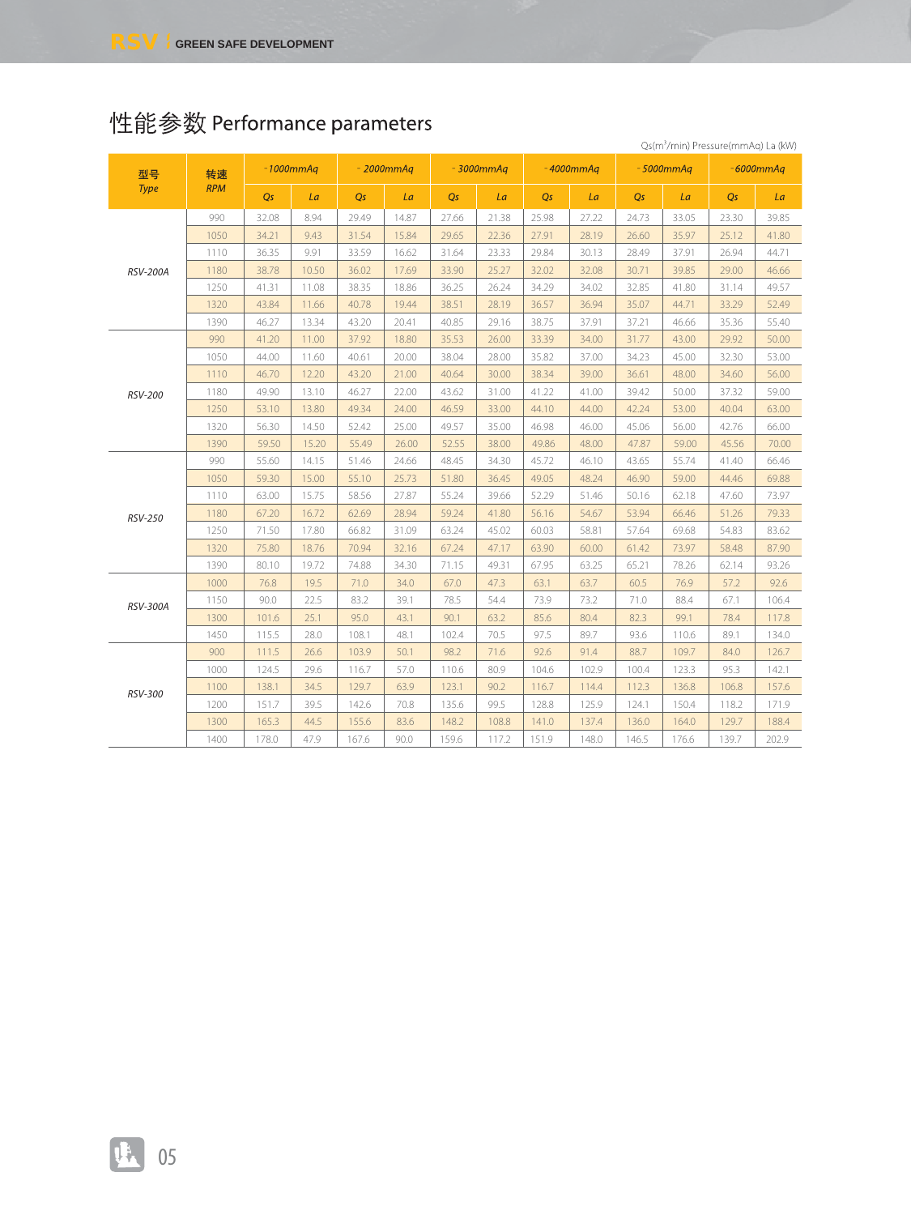# 性能参数 Performance parameters

Qs($m^3$/min) Pressure(mmAq) La (kW)

| 型号 Type | 转速 RPM | -1000mmAq | | -2000mmAq | | -3000mmAq | | -4000mmAq | | -5000mmAq | | -6000mmAq | |
|---|---|---|---|---|---|---|---|---|---|---|---|---|---|
| | | Qs | La | Qs | La | Qs | La | Qs | La | Qs | La | Qs | La |
| RSV-200A | 990 | 32.08 | 8.94 | 29.49 | 14.87 | 27.66 | 21.38 | 25.98 | 27.22 | 24.73 | 33.05 | 23.30 | 39.85 |
| | 1050 | 34.21 | 9.43 | 31.54 | 15.84 | 29.65 | 22.36 | 27.91 | 28.19 | 26.60 | 35.97 | 25.12 | 41.80 |
| | 1110 | 36.35 | 9.91 | 33.59 | 16.62 | 31.64 | 23.33 | 29.84 | 30.13 | 28.49 | 37.91 | 26.94 | 44.71 |
| | 1180 | 38.78 | 10.50 | 36.02 | 17.69 | 33.90 | 25.27 | 32.02 | 32.08 | 30.71 | 39.85 | 29.00 | 46.66 |
| | 1250 | 41.31 | 11.08 | 38.35 | 18.86 | 36.25 | 26.24 | 34.29 | 34.02 | 32.85 | 41.80 | 31.14 | 49.57 |
| | 1320 | 43.84 | 11.66 | 40.78 | 19.44 | 38.51 | 28.19 | 36.57 | 36.94 | 35.07 | 44.71 | 33.29 | 52.49 |
| | 1390 | 46.27 | 13.34 | 43.20 | 20.41 | 40.85 | 29.16 | 38.75 | 37.91 | 37.21 | 46.66 | 35.36 | 55.40 |
| RSV-200 | 990 | 41.20 | 11.00 | 37.92 | 18.80 | 35.53 | 26.00 | 33.39 | 34.00 | 31.77 | 43.00 | 29.92 | 50.00 |
| | 1050 | 44.00 | 11.60 | 40.61 | 20.00 | 38.04 | 28.00 | 35.82 | 37.00 | 34.23 | 45.00 | 32.30 | 53.00 |
| | 1110 | 46.70 | 12.20 | 43.20 | 21.00 | 40.64 | 30.00 | 38.34 | 39.00 | 36.61 | 48.00 | 34.60 | 56.00 |
| | 1180 | 49.90 | 13.10 | 46.27 | 22.00 | 43.62 | 31.00 | 41.22 | 41.00 | 39.42 | 50.00 | 37.32 | 59.00 |
| | 1250 | 53.10 | 13.80 | 49.34 | 24.00 | 46.59 | 33.00 | 44.10 | 44.00 | 42.24 | 53.00 | 40.04 | 63.00 |
| | 1320 | 56.30 | 14.50 | 52.42 | 25.00 | 49.57 | 35.00 | 46.98 | 46.00 | 45.06 | 56.00 | 42.76 | 66.00 |
| | 1390 | 59.50 | 15.20 | 55.49 | 26.00 | 52.55 | 38.00 | 49.86 | 48.00 | 47.87 | 59.00 | 45.56 | 70.00 |
| RSV-250 | 990 | 55.60 | 14.15 | 51.46 | 24.66 | 48.45 | 34.30 | 45.72 | 46.10 | 43.65 | 55.74 | 41.40 | 66.46 |
| | 1050 | 59.30 | 15.00 | 55.10 | 25.73 | 51.80 | 36.45 | 49.05 | 48.24 | 46.90 | 59.00 | 44.46 | 69.88 |
| | 1110 | 63.00 | 15.75 | 58.56 | 27.87 | 55.24 | 39.66 | 52.29 | 51.46 | 50.16 | 62.18 | 47.60 | 73.97 |
| | 1180 | 67.20 | 16.72 | 62.69 | 28.94 | 59.24 | 41.80 | 56.16 | 54.67 | 53.94 | 66.46 | 51.26 | 79.33 |
| | 1250 | 71.50 | 17.80 | 66.82 | 31.09 | 63.24 | 45.02 | 60.03 | 58.81 | 57.64 | 69.68 | 54.83 | 83.62 |
| | 1320 | 75.80 | 18.76 | 70.94 | 32.16 | 67.24 | 47.17 | 63.90 | 60.00 | 61.42 | 73.97 | 58.48 | 87.90 |
| | 1390 | 80.10 | 19.72 | 74.88 | 34.30 | 71.15 | 49.31 | 67.95 | 63.25 | 65.21 | 78.26 | 62.14 | 93.26 |
| RSV-300A | 1000 | 76.8 | 19.5 | 71.0 | 34.0 | 67.0 | 47.3 | 63.1 | 63.7 | 60.5 | 76.9 | 57.2 | 92.6 |
| | 1150 | 90.0 | 22.5 | 83.2 | 39.1 | 78.5 | 54.4 | 73.9 | 73.2 | 71.0 | 88.4 | 67.1 | 106.4 |
| | 1300 | 101.6 | 25.1 | 95.0 | 43.1 | 90.1 | 63.2 | 85.6 | 80.4 | 82.3 | 99.1 | 78.4 | 117.8 |
| | 1450 | 115.5 | 28.0 | 108.1 | 48.1 | 102.4 | 70.5 | 97.5 | 89.7 | 93.6 | 110.6 | 89.1 | 134.0 |
| RSV-300 | 900 | 111.5 | 26.6 | 103.9 | 50.1 | 98.2 | 71.6 | 92.6 | 91.4 | 88.7 | 109.7 | 84.0 | 126.7 |
| | 1000 | 124.5 | 29.6 | 116.7 | 57.0 | 110.6 | 80.9 | 104.6 | 102.9 | 100.4 | 123.3 | 95.3 | 142.1 |
| | 1100 | 138.1 | 34.5 | 129.7 | 63.9 | 123.1 | 90.2 | 116.7 | 114.4 | 112.3 | 136.8 | 106.8 | 157.6 |
| | 1200 | 151.7 | 39.5 | 142.6 | 70.8 | 135.6 | 99.5 | 128.8 | 125.9 | 124.1 | 150.4 | 118.2 | 171.9 |
| | 1300 | 165.3 | 44.5 | 155.6 | 83.6 | 148.2 | 108.8 | 141.0 | 137.4 | 136.0 | 164.0 | 129.7 | 188.4 |
| | 1400 | 178.0 | 47.9 | 167.6 | 90.0 | 159.6 | 117.2 | 151.9 | 148.0 | 146.5 | 176.6 | 139.7 | 202.9 |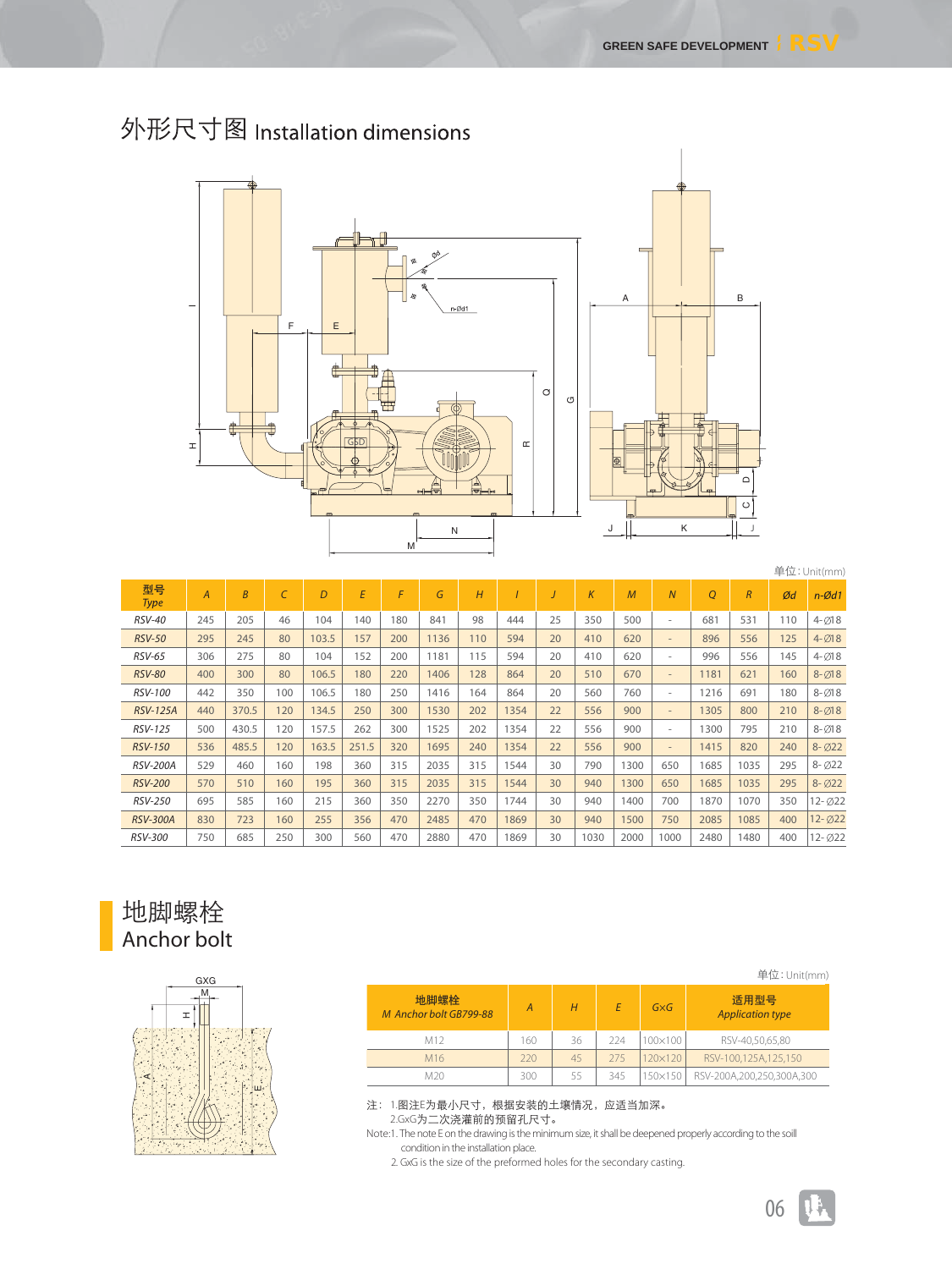# 外形尺寸图 Installation dimensions

单位: Unit(mm)

| 型号 Type | A | B | C | D | E | F | G | H | I | J | K | M | N | Q | R | Ød | n-Ød1 |
|---|---|---|---|---|---|---|---|---|---|---|---|---|---|---|---|---|---|
| RSV-40 | 245 | 205 | 46 | 104 | 140 | 180 | 841 | 98 | 444 | 25 | 350 | 500 | - | 681 | 531 | 110 | 4-Ø18 |
| RSV-50 | 295 | 245 | 80 | 103.5 | 157 | 200 | 1136 | 110 | 594 | 20 | 410 | 620 | - | 896 | 556 | 125 | 4-Ø18 |
| RSV-65 | 306 | 275 | 80 | 104 | 152 | 200 | 1181 | 115 | 594 | 20 | 410 | 620 | - | 996 | 556 | 145 | 4-Ø18 |
| RSV-80 | 400 | 300 | 80 | 106.5 | 180 | 220 | 1406 | 128 | 864 | 20 | 510 | 670 | - | 1181 | 621 | 160 | 8-Ø18 |
| RSV-100 | 442 | 350 | 100 | 106.5 | 180 | 250 | 1416 | 164 | 864 | 20 | 560 | 760 | - | 1216 | 691 | 180 | 8-Ø18 |
| RSV-125A | 440 | 370.5 | 120 | 134.5 | 250 | 300 | 1530 | 202 | 1354 | 22 | 556 | 900 | - | 1305 | 800 | 210 | 8-Ø18 |
| RSV-125 | 500 | 430.5 | 120 | 157.5 | 262 | 300 | 1525 | 202 | 1354 | 22 | 556 | 900 | - | 1300 | 795 | 210 | 8-Ø18 |
| RSV-150 | 536 | 485.5 | 120 | 163.5 | 251.5 | 320 | 1695 | 240 | 1354 | 22 | 556 | 900 | - | 1415 | 820 | 240 | 8-Ø22 |
| RSV-200A | 529 | 460 | 160 | 198 | 360 | 315 | 2035 | 315 | 1544 | 30 | 790 | 1300 | 650 | 1685 | 1035 | 295 | 8-Ø22 |
| RSV-200 | 570 | 510 | 160 | 195 | 360 | 315 | 2035 | 315 | 1544 | 30 | 940 | 1300 | 650 | 1685 | 1035 | 295 | 8-Ø22 |
| RSV-250 | 695 | 585 | 160 | 215 | 360 | 350 | 2270 | 350 | 1744 | 30 | 940 | 1400 | 700 | 1870 | 1070 | 350 | 12-Ø22 |
| RSV-300A | 830 | 723 | 160 | 255 | 356 | 470 | 2485 | 470 | 1869 | 30 | 940 | 1500 | 750 | 2085 | 1085 | 400 | 12-Ø22 |
| RSV-300 | 750 | 685 | 250 | 300 | 560 | 470 | 2880 | 470 | 1869 | 30 | 1030 | 2000 | 1000 | 2480 | 1480 | 400 | 12-Ø22 |

## 地脚螺栓 Anchor bolt

单位: Unit(mm)

| 地脚螺栓 M Anchor bolt GB799-88 | A | H | E | GxG | 适用型号 Application type |
|---|---|---|---|---|---|
| M12 | 160 | 36 | 224 | 100×100 | RSV-40,50,65,80 |
| M16 | 220 | 45 | 275 | 120×120 | RSV-100,125A,125,150 |
| M20 | 300 | 55 | 345 | 150×150 | RSV-200A,200,250,300A,300 |

注： 1.图注E为最小尺寸，根据安装的土壤情况，应适当加深。
2.GxG为二次浇灌前的预留孔尺寸。

Note:1. The note E on the drawing is the minimum size, it shall be deepened properly according to the soill condition in the installation place.
2. GxG is the size of the preformed holes for the secondary casting.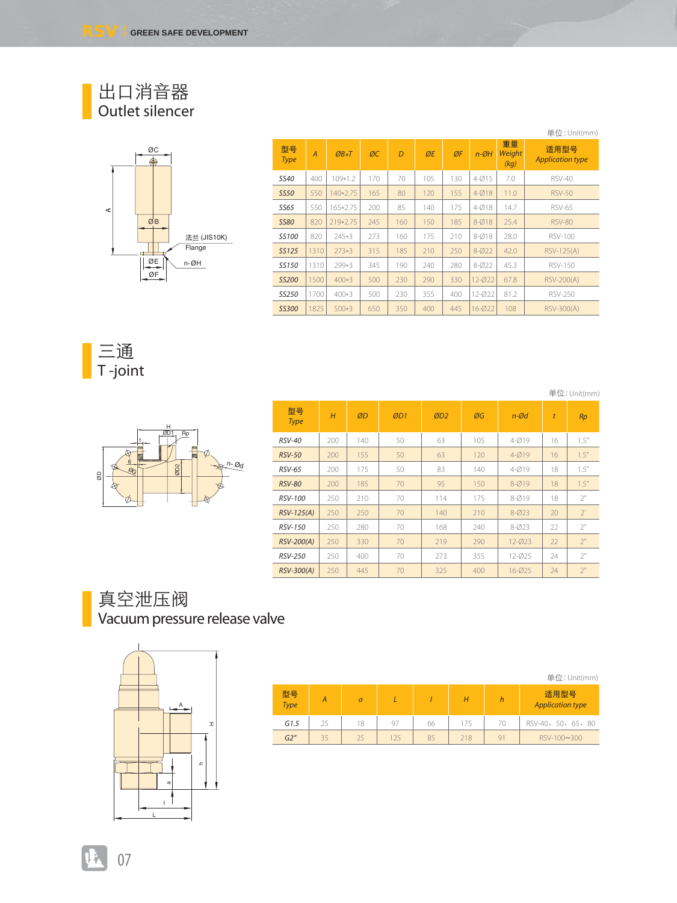## 出口消音器
## Outlet silencer

单位：Unit(mm)

| 型号 Type | A | ØB*T | ØC | D | ØE | ØF | n-ØH | 重量 Weight (kg) | 适用型号 Application type |
|---|---|---|---|---|---|---|---|---|---|
| SS40 | 400 | 109*1.2 | 170 | 70 | 105 | 130 | 4-Ø15 | 7.0 | RSV-40 |
| SS50 | 550 | 140*2.75 | 165 | 80 | 120 | 155 | 4-Ø18 | 11.0 | RSV-50 |
| SS65 | 550 | 165*2.75 | 200 | 85 | 140 | 175 | 4-Ø18 | 14.7 | RSV-65 |
| SS80 | 820 | 219*2.75 | 245 | 160 | 150 | 185 | 8-Ø18 | 25.4 | RSV-80 |
| SS100 | 820 | 245*3 | 273 | 160 | 175 | 210 | 8-Ø18 | 28.0 | RSV-100 |
| SS125 | 1310 | 273*3 | 315 | 185 | 210 | 250 | 8-Ø22 | 42.0 | RSV-125(A) |
| SS150 | 1310 | 299*3 | 345 | 190 | 240 | 280 | 8-Ø22 | 45.3 | RSV-150 |
| SS200 | 1500 | 400*3 | 500 | 230 | 290 | 330 | 12-Ø22 | 67.8 | RSV-200(A) |
| SS250 | 1700 | 400*3 | 500 | 230 | 355 | 400 | 12-Ø22 | 81.2 | RSV-250 |
| SS300 | 1825 | 500*3 | 650 | 350 | 400 | 445 | 16-Ø22 | 108 | RSV-300(A) |

## 三通
## T -joint

单位：Unit(mm)

| 型号 Type | H | ØD | ØD1 | ØD2 | ØG | n-Ød | t | Rp |
|---|---|---|---|---|---|---|---|---|
| RSV-40 | 200 | 140 | 50 | 63 | 105 | 4-Ø19 | 16 | 1.5" |
| RSV-50 | 200 | 155 | 50 | 63 | 120 | 4-Ø19 | 16 | 1.5" |
| RSV-65 | 200 | 175 | 50 | 83 | 140 | 4-Ø19 | 18 | 1.5" |
| RSV-80 | 200 | 185 | 70 | 95 | 150 | 8-Ø19 | 18 | 1.5" |
| RSV-100 | 250 | 210 | 70 | 114 | 175 | 8-Ø19 | 18 | 2" |
| RSV-125(A) | 250 | 250 | 70 | 140 | 210 | 8-Ø23 | 20 | 2" |
| RSV-150 | 250 | 280 | 70 | 168 | 240 | 8-Ø23 | 22 | 2" |
| RSV-200(A) | 250 | 330 | 70 | 219 | 290 | 12-Ø23 | 22 | 2" |
| RSV-250 | 250 | 400 | 70 | 273 | 355 | 12-Ø25 | 24 | 2" |
| RSV-300(A) | 250 | 445 | 70 | 325 | 400 | 16-Ø25 | 24 | 2" |

## 真空泄压阀
## Vacuum pressure release valve

单位：Unit(mm)

| 型号 Type | A | a | L | l | H | h | 适用型号 Application type |
|---|---|---|---|---|---|---|---|
| G1.5 | 25 | 18 | 97 | 66 | 175 | 70 | RSV-40、50、65、80 |
| G2" | 35 | 25 | 125 | 85 | 218 | 91 | RSV-100~300 |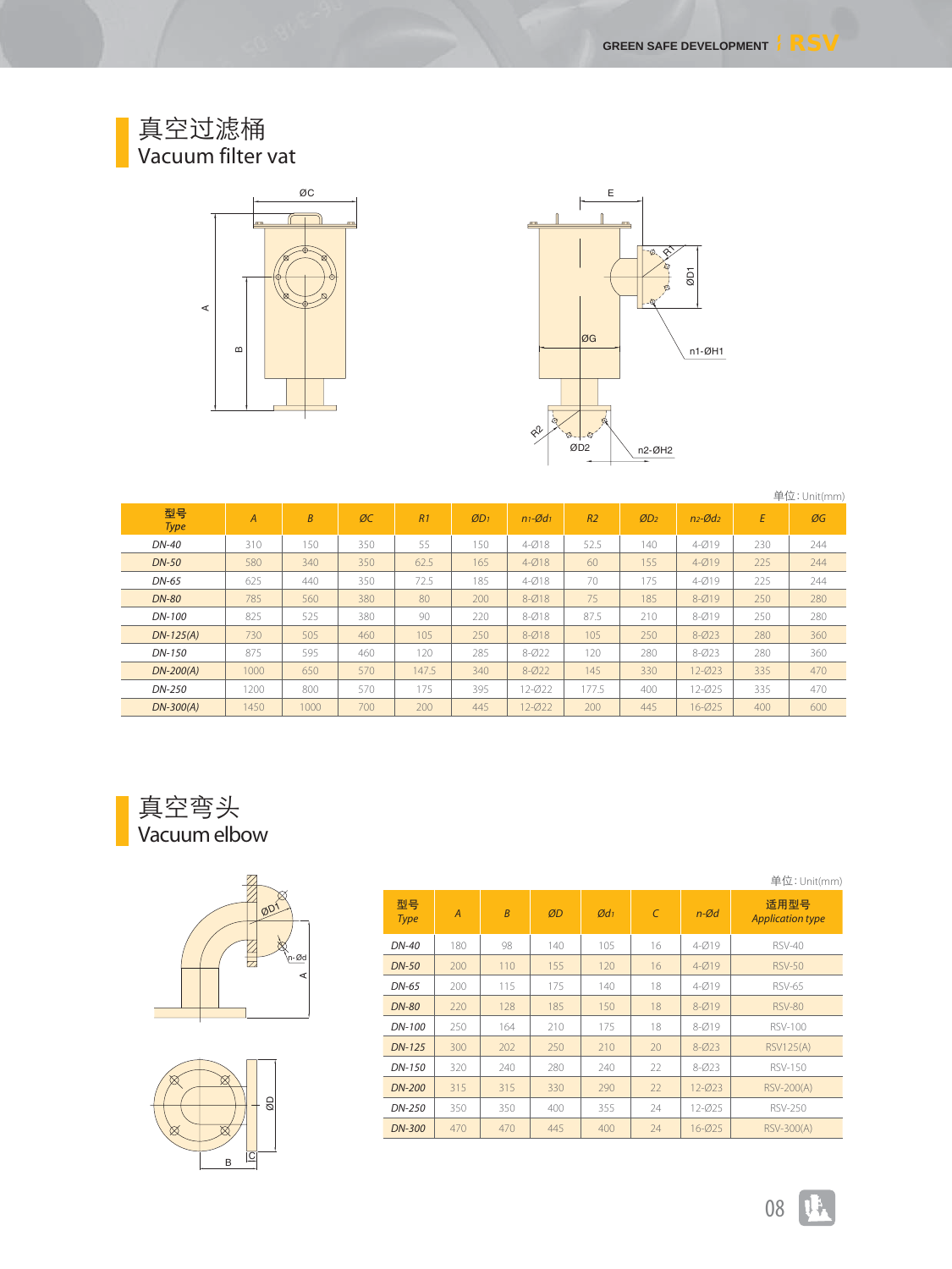## 真空过滤桶
## Vacuum filter vat

单位: Unit(mm)

| 型号 Type | A | B | ØC | R1 | ØD1 | n1-Ød1 | R2 | ØD2 | n2-Ød2 | E | ØG |
|---|---|---|---|---|---|---|---|---|---|---|---|
| DN-40 | 310 | 150 | 350 | 55 | 150 | 4-Ø18 | 52.5 | 140 | 4-Ø19 | 230 | 244 |
| DN-50 | 580 | 340 | 350 | 62.5 | 165 | 4-Ø18 | 60 | 155 | 4-Ø19 | 225 | 244 |
| DN-65 | 625 | 440 | 350 | 72.5 | 185 | 4-Ø18 | 70 | 175 | 4-Ø19 | 225 | 244 |
| DN-80 | 785 | 560 | 380 | 80 | 200 | 8-Ø18 | 75 | 185 | 8-Ø19 | 250 | 280 |
| DN-100 | 825 | 525 | 380 | 90 | 220 | 8-Ø18 | 87.5 | 210 | 8-Ø19 | 250 | 280 |
| DN-125(A) | 730 | 505 | 460 | 105 | 250 | 8-Ø18 | 105 | 250 | 8-Ø23 | 280 | 360 |
| DN-150 | 875 | 595 | 460 | 120 | 285 | 8-Ø22 | 120 | 280 | 8-Ø23 | 280 | 360 |
| DN-200(A) | 1000 | 650 | 570 | 147.5 | 340 | 8-Ø22 | 145 | 330 | 12-Ø23 | 335 | 470 |
| DN-250 | 1200 | 800 | 570 | 175 | 395 | 12-Ø22 | 177.5 | 400 | 12-Ø25 | 335 | 470 |
| DN-300(A) | 1450 | 1000 | 700 | 200 | 445 | 12-Ø22 | 200 | 445 | 16-Ø25 | 400 | 600 |

## 真空弯头
## Vacuum elbow

单位: Unit(mm)

| 型号 Type | A | B | ØD | Ød1 | C | n-Ød | 适用型号 Application type |
|---|---|---|---|---|---|---|---|
| DN-40 | 180 | 98 | 140 | 105 | 16 | 4-Ø19 | RSV-40 |
| DN-50 | 200 | 110 | 155 | 120 | 16 | 4-Ø19 | RSV-50 |
| DN-65 | 200 | 115 | 175 | 140 | 18 | 4-Ø19 | RSV-65 |
| DN-80 | 220 | 128 | 185 | 150 | 18 | 8-Ø19 | RSV-80 |
| DN-100 | 250 | 164 | 210 | 175 | 18 | 8-Ø19 | RSV-100 |
| DN-125 | 300 | 202 | 250 | 210 | 20 | 8-Ø23 | RSV125(A) |
| DN-150 | 320 | 240 | 280 | 240 | 22 | 8-Ø23 | RSV-150 |
| DN-200 | 315 | 315 | 330 | 290 | 22 | 12-Ø23 | RSV-200(A) |
| DN-250 | 350 | 350 | 400 | 355 | 24 | 12-Ø25 | RSV-250 |
| DN-300 | 470 | 470 | 445 | 400 | 24 | 16-Ø25 | RSV-300(A) |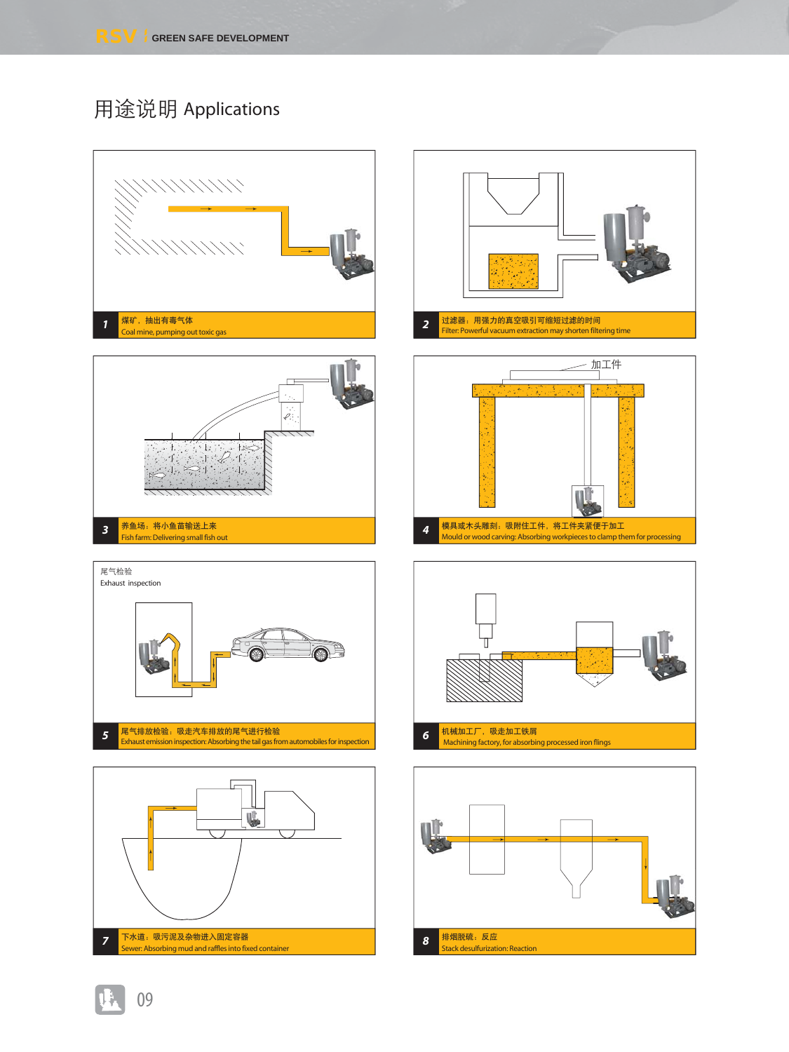# 用途说明 Applications

**1** 煤矿，抽出有毒气体
Coal mine, pumping out toxic gas

**2** 过滤器：用强力的真空吸引可缩短过滤的时间
Filter: Powerful vacuum extraction may shorten filtering time

**3** 养鱼场：将小鱼苗输送上来
Fish farm: Delivering small fish out

加工件

**4** 模具或木头雕刻：吸附住工件，将工件夹紧便于加工
Mould or wood carving: Absorbing workpieces to clamp them for processing

尾气检验
Exhaust inspection

**5** 尾气排放检验：吸走汽车排放的尾气进行检验
Exhaust emission inspection: Absorbing the tail gas from automobiles for inspection

**6** 机械加工厂，吸走加工铁屑
Machining factory, for absorbing processed iron flings

**7** 下水道：吸污泥及杂物进入固定容器
Sewer: Absorbing mud and raffles into fixed container

**8** 排烟脱硫：反应
Stack desulfurization: Reaction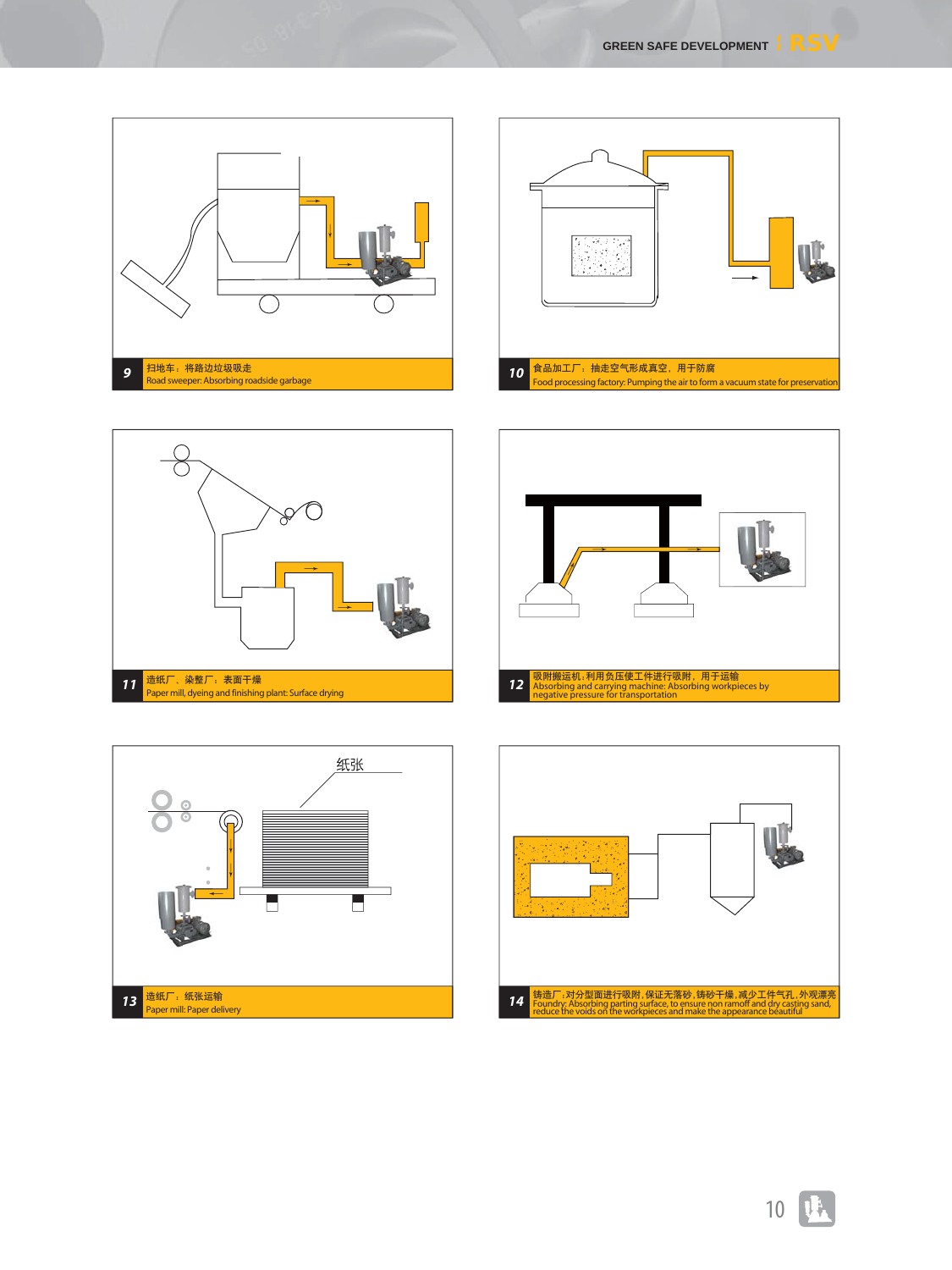**9** 扫地车：将路边垃圾吸走
Road sweeper: Absorbing roadside garbage

**10** 食品加工厂：抽走空气形成真空，用于防腐
Food processing factory: Pumping the air to form a vacuum state for preservation

**11** 造纸厂、染整厂：表面干燥
Paper mill, dyeing and finishing plant: Surface drying

**12** 吸附搬运机：利用负压使工件进行吸附，用于运输
Absorbing and carrying machine: Absorbing workpieces by negative pressure for transportation

纸张

**13** 造纸厂：纸张运输
Paper mill: Paper delivery

**14** 铸造厂：对分型面进行吸附，保证无落砂，铸砂干燥，减少工件气孔，外观漂亮
Foundry: Absorbing parting surface, to ensure non ramoff and dry casting sand, reduce the voids on the workpieces and make the appearance beautiful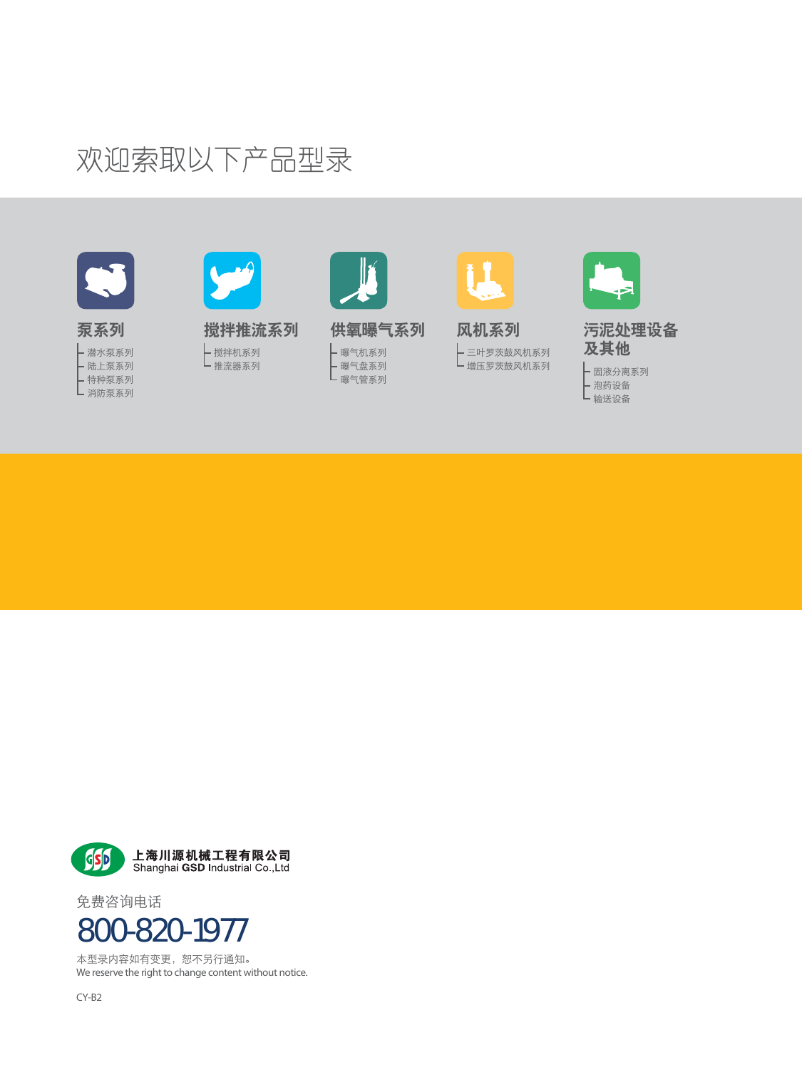# 欢迎索取以下产品型录

## 泵系列

- 潜水泵系列
- 陆上泵系列
- 特种泵系列
- 消防泵系列

## 搅拌推流系列

- 搅拌机系列
- 推流器系列

## 供氧曝气系列

- 曝气机系列
- 曝气盘系列
- 曝气管系列

## 风机系列

- 三叶罗茨鼓风机系列
- 增压罗茨鼓风机系列

## 污泥处理设备及其他

- 固液分离系列
- 泡药设备
- 输送设备

上海川源机械工程有限公司
Shanghai **GSD** Industrial Co.,Ltd

免费咨询电话

**800-820-1977**

本型录内容如有变更，恕不另行通知。
We reserve the right to change content without notice.

CY-B2